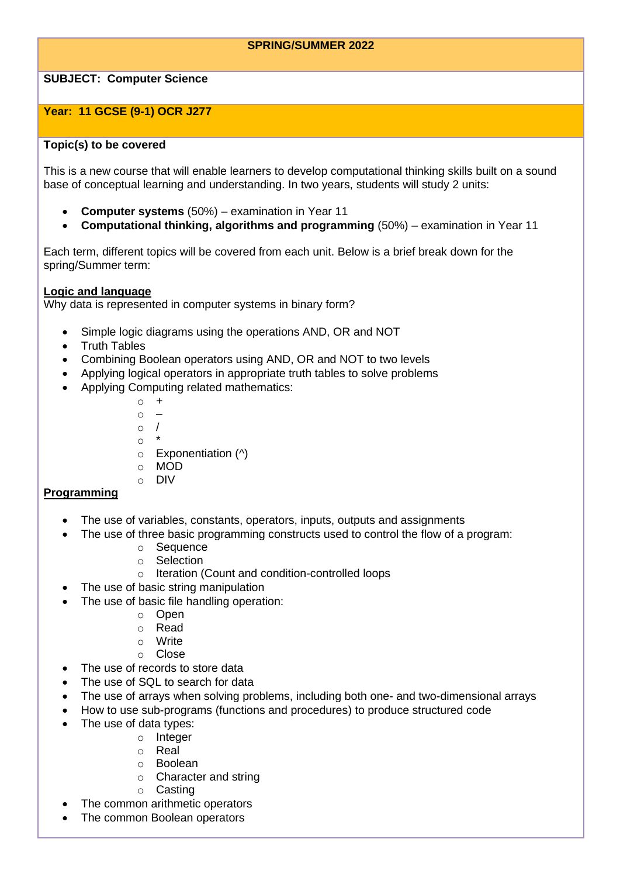**SPRING/SUMMER 2022**

**SUBJECT: Computer Science**

**Year: 11 GCSE (9-1) OCR J277**

**Topic(s) to be covered**

This is a new course that will enable learners to develop computational thinking skills built on a sound base of conceptual learning and understanding. In two years, students will study 2 units:

- **Computer systems** (50%) – examination in Year 11
- **Computational thinking, algorithms and programming** (50%) – examination in Year 11

Each term, different topics will be covered from each unit. Below is a brief break down for the spring/Summer term:

**Logic and language**

Why data is represented in computer systems in binary form?

- Simple logic diagrams using the operations AND, OR and NOT
- Truth Tables
- Combining Boolean operators using AND, OR and NOT to two levels
- Applying logical operators in appropriate truth tables to solve problems
- Applying Computing related mathematics:
  - +
  - –
  - /
  - *
  - Exponentiation (^)
  - MOD
  - DIV

**Programming**

- The use of variables, constants, operators, inputs, outputs and assignments
- The use of three basic programming constructs used to control the flow of a program:
  - Sequence
  - Selection
  - Iteration (Count and condition-controlled loops
- The use of basic string manipulation
- The use of basic file handling operation:
  - Open
  - Read
  - Write
  - Close
- The use of records to store data
- The use of SQL to search for data
- The use of arrays when solving problems, including both one- and two-dimensional arrays
- How to use sub-programs (functions and procedures) to produce structured code
- The use of data types:
  - Integer
  - Real
  - Boolean
  - Character and string
  - Casting
- The common arithmetic operators
- The common Boolean operators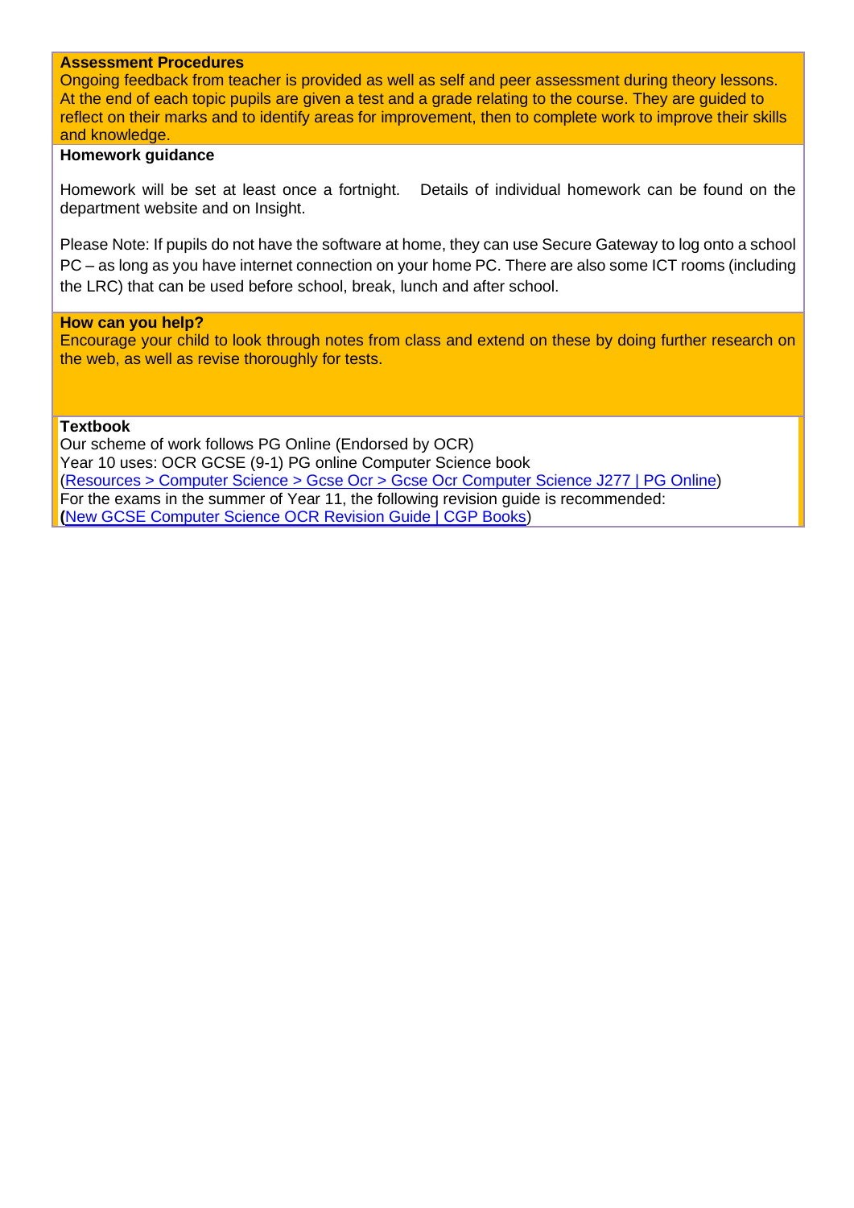**Assessment Procedures**

Ongoing feedback from teacher is provided as well as self and peer assessment during theory lessons. At the end of each topic pupils are given a test and a grade relating to the course. They are guided to reflect on their marks and to identify areas for improvement, then to complete work to improve their skills and knowledge.

**Homework guidance**

Homework will be set at least once a fortnight. Details of individual homework can be found on the department website and on Insight.

Please Note: If pupils do not have the software at home, they can use Secure Gateway to log onto a school PC – as long as you have internet connection on your home PC. There are also some ICT rooms (including the LRC) that can be used before school, break, lunch and after school.

**How can you help?**

Encourage your child to look through notes from class and extend on these by doing further research on the web, as well as revise thoroughly for tests.

**Textbook**

Our scheme of work follows PG Online (Endorsed by OCR)
Year 10 uses: OCR GCSE (9-1) PG online Computer Science book
(Resources > Computer Science > Gcse Ocr > Gcse Ocr Computer Science J277 | PG Online)
For the exams in the summer of Year 11, the following revision guide is recommended:
**(**New GCSE Computer Science OCR Revision Guide | CGP Books)